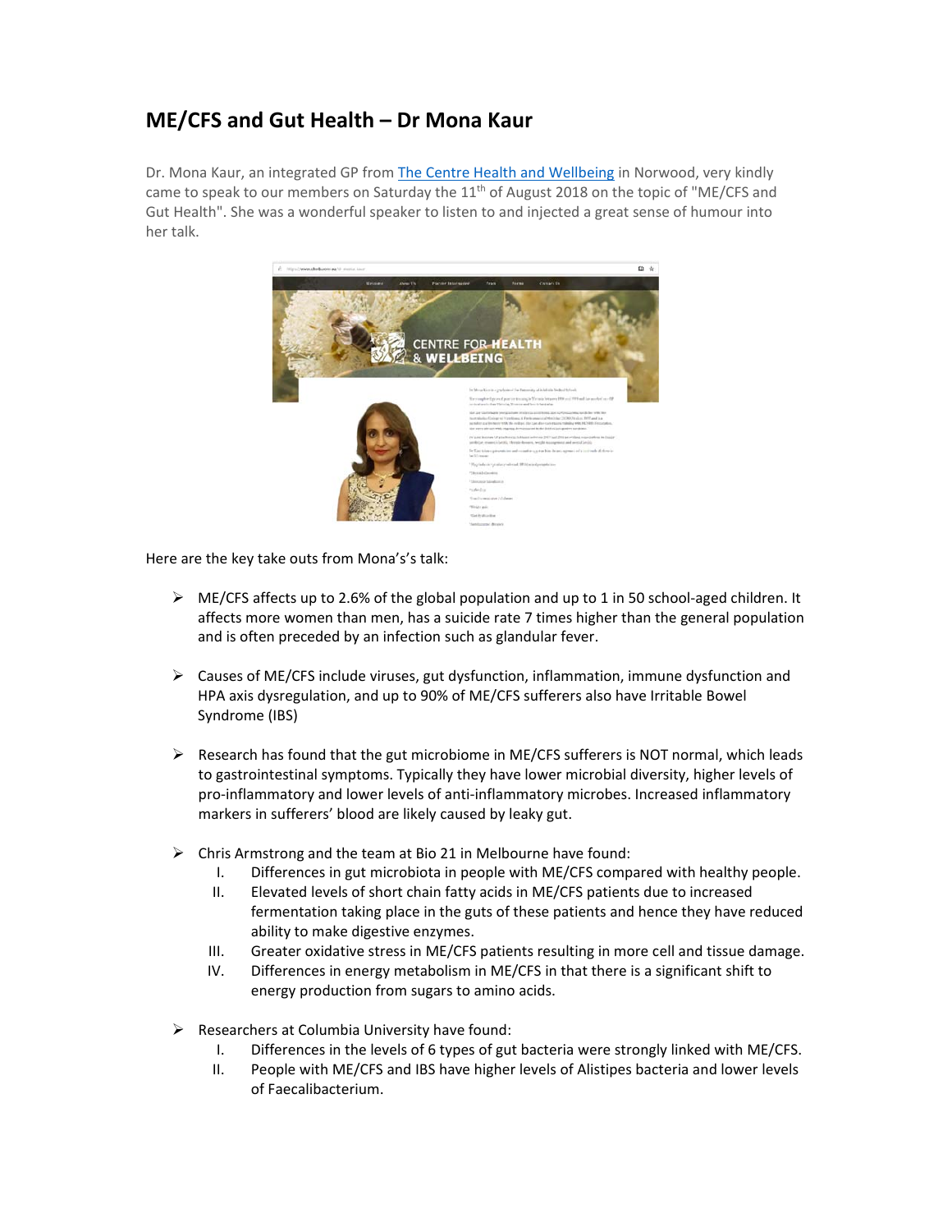# ME/CFS and Gut Health – Dr Mona Kaur

Dr. Mona Kaur, an integrated GP from The Centre Health and Wellbeing in Norwood, very kindly came to speak to our members on Saturday the 11th of August 2018 on the topic of "ME/CFS and Gut Health". She was a wonderful speaker to listen to and injected a great sense of humour into her talk.

Here are the key take outs from Mona's's talk:

- ME/CFS affects up to 2.6% of the global population and up to 1 in 50 school-aged children. It affects more women than men, has a suicide rate 7 times higher than the general population and is often preceded by an infection such as glandular fever.

- Causes of ME/CFS include viruses, gut dysfunction, inflammation, immune dysfunction and HPA axis dysregulation, and up to 90% of ME/CFS sufferers also have Irritable Bowel Syndrome (IBS)

- Research has found that the gut microbiome in ME/CFS sufferers is NOT normal, which leads to gastrointestinal symptoms. Typically they have lower microbial diversity, higher levels of pro-inflammatory and lower levels of anti-inflammatory microbes. Increased inflammatory markers in sufferers' blood are likely caused by leaky gut.

- Chris Armstrong and the team at Bio 21 in Melbourne have found:
  - I. Differences in gut microbiota in people with ME/CFS compared with healthy people.
  - II. Elevated levels of short chain fatty acids in ME/CFS patients due to increased fermentation taking place in the guts of these patients and hence they have reduced ability to make digestive enzymes.
  - III. Greater oxidative stress in ME/CFS patients resulting in more cell and tissue damage.
  - IV. Differences in energy metabolism in ME/CFS in that there is a significant shift to energy production from sugars to amino acids.

- Researchers at Columbia University have found:
  - I. Differences in the levels of 6 types of gut bacteria were strongly linked with ME/CFS.
  - II. People with ME/CFS and IBS have higher levels of Alistipes bacteria and lower levels of Faecalibacterium.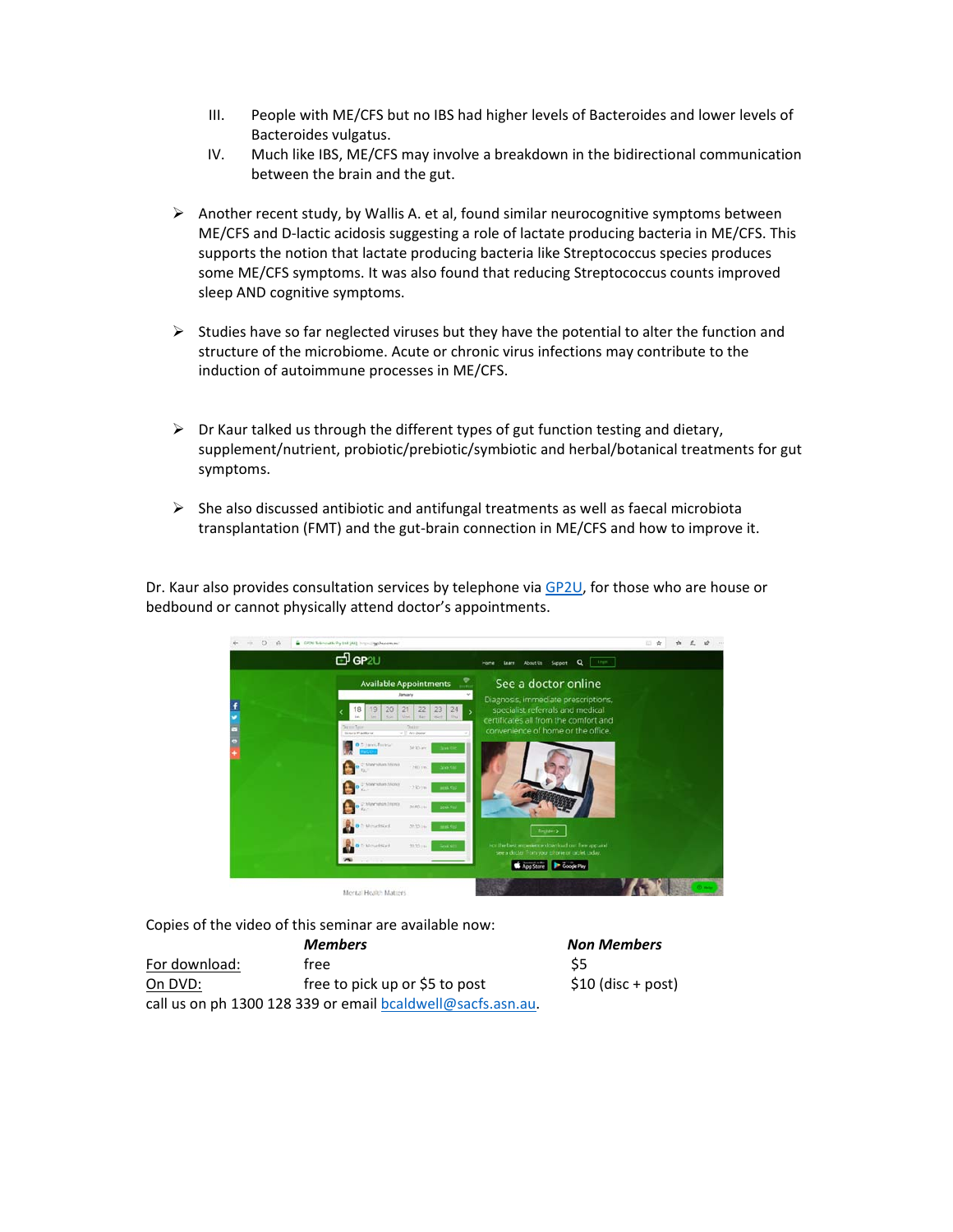III. People with ME/CFS but no IBS had higher levels of Bacteroides and lower levels of Bacteroides vulgatus.

IV. Much like IBS, ME/CFS may involve a breakdown in the bidirectional communication between the brain and the gut.

- Another recent study, by Wallis A. et al, found similar neurocognitive symptoms between ME/CFS and D-lactic acidosis suggesting a role of lactate producing bacteria in ME/CFS. This supports the notion that lactate producing bacteria like Streptococcus species produces some ME/CFS symptoms. It was also found that reducing Streptococcus counts improved sleep AND cognitive symptoms.

- Studies have so far neglected viruses but they have the potential to alter the function and structure of the microbiome. Acute or chronic virus infections may contribute to the induction of autoimmune processes in ME/CFS.

- Dr Kaur talked us through the different types of gut function testing and dietary, supplement/nutrient, probiotic/prebiotic/symbiotic and herbal/botanical treatments for gut symptoms.

- She also discussed antibiotic and antifungal treatments as well as faecal microbiota transplantation (FMT) and the gut-brain connection in ME/CFS and how to improve it.

Dr. Kaur also provides consultation services by telephone via GP2U, for those who are house or bedbound or cannot physically attend doctor's appointments.

Copies of the video of this seminar are available now:

| | ***Members*** | ***Non Members*** |
|---|---|---|
| For download: | free | $5 |
| On DVD: | free to pick up or $5 to post | $10 (disc + post) |

call us on ph 1300 128 339 or email bcaldwell@sacfs.asn.au.